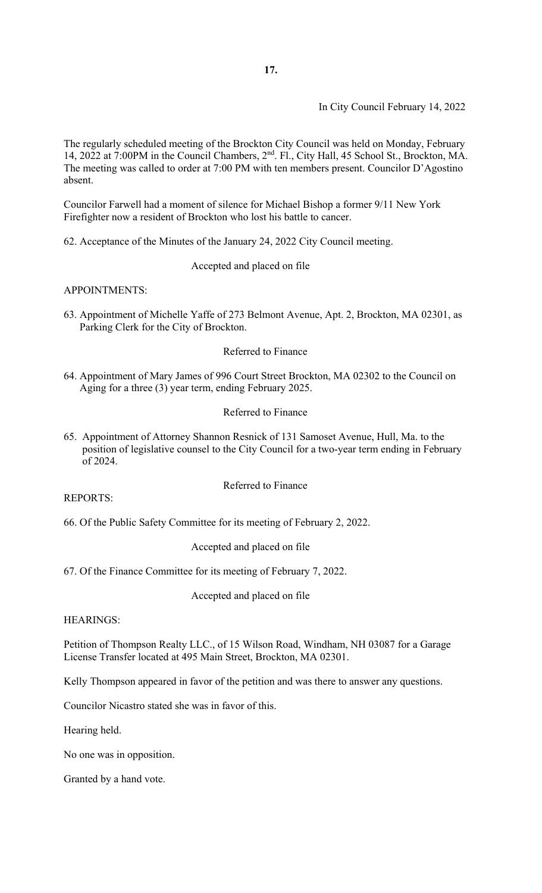In City Council February 14, 2022

The regularly scheduled meeting of the Brockton City Council was held on Monday, February 14, 2022 at 7:00PM in the Council Chambers, 2nd. Fl., City Hall, 45 School St., Brockton, MA. The meeting was called to order at 7:00 PM with ten members present. Councilor D'Agostino absent.

Councilor Farwell had a moment of silence for Michael Bishop a former 9/11 New York Firefighter now a resident of Brockton who lost his battle to cancer.

62. Acceptance of the Minutes of the January 24, 2022 City Council meeting.

Accepted and placed on file

APPOINTMENTS:

63. Appointment of Michelle Yaffe of 273 Belmont Avenue, Apt. 2, Brockton, MA 02301, as Parking Clerk for the City of Brockton.

Referred to Finance

64. Appointment of Mary James of 996 Court Street Brockton, MA 02302 to the Council on Aging for a three (3) year term, ending February 2025.

Referred to Finance

65. Appointment of Attorney Shannon Resnick of 131 Samoset Avenue, Hull, Ma. to the position of legislative counsel to the City Council for a two-year term ending in February of 2024.

Referred to Finance

REPORTS:

66. Of the Public Safety Committee for its meeting of February 2, 2022.

Accepted and placed on file

67. Of the Finance Committee for its meeting of February 7, 2022.

Accepted and placed on file

HEARINGS:

Petition of Thompson Realty LLC., of 15 Wilson Road, Windham, NH 03087 for a Garage License Transfer located at 495 Main Street, Brockton, MA 02301.

Kelly Thompson appeared in favor of the petition and was there to answer any questions.

Councilor Nicastro stated she was in favor of this.

Hearing held.

No one was in opposition.

Granted by a hand vote.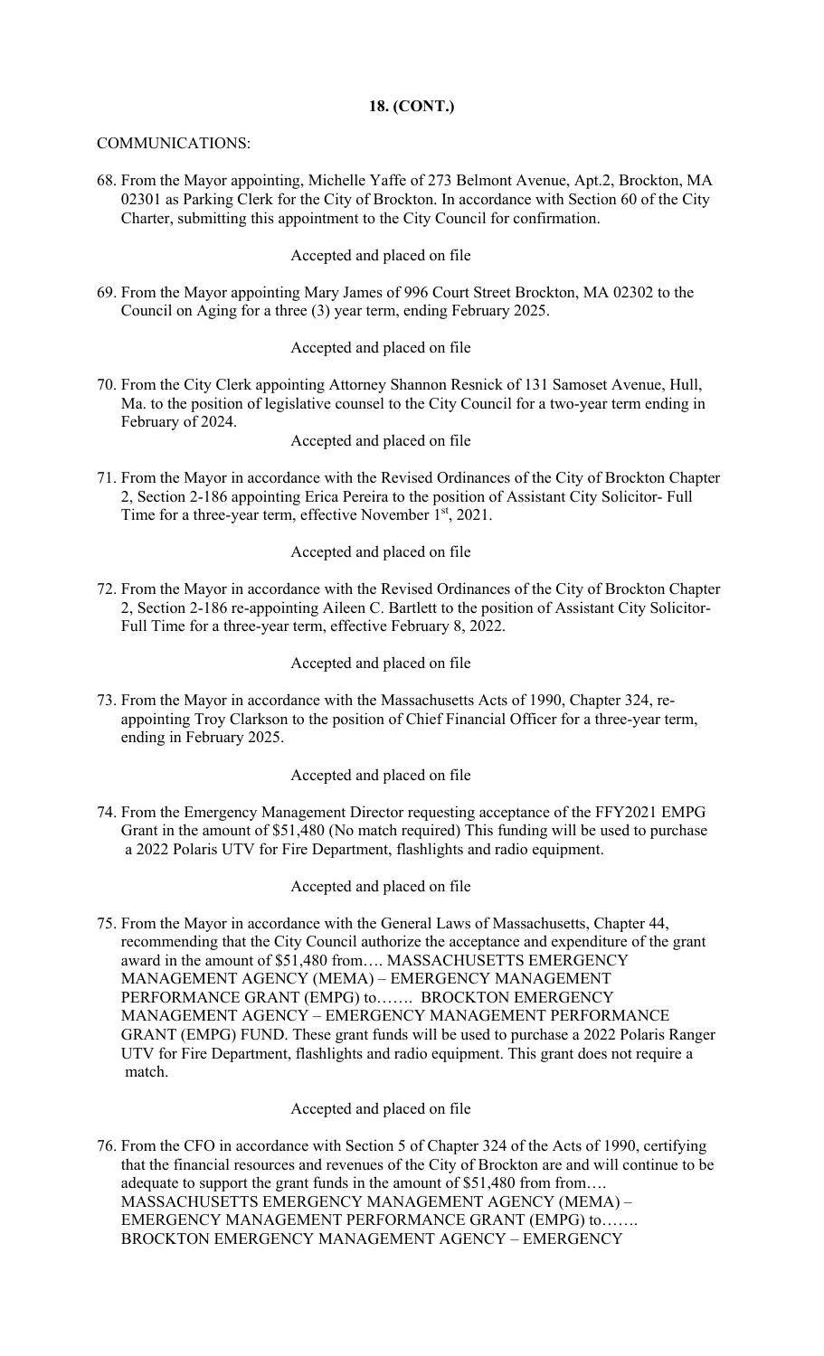**18. (CONT.)**

COMMUNICATIONS:

68. From the Mayor appointing, Michelle Yaffe of 273 Belmont Avenue, Apt.2, Brockton, MA 02301 as Parking Clerk for the City of Brockton. In accordance with Section 60 of the City Charter, submitting this appointment to the City Council for confirmation.

    Accepted and placed on file

69. From the Mayor appointing Mary James of 996 Court Street Brockton, MA 02302 to the Council on Aging for a three (3) year term, ending February 2025.

    Accepted and placed on file

70. From the City Clerk appointing Attorney Shannon Resnick of 131 Samoset Avenue, Hull, Ma. to the position of legislative counsel to the City Council for a two-year term ending in February of 2024.

    Accepted and placed on file

71. From the Mayor in accordance with the Revised Ordinances of the City of Brockton Chapter 2, Section 2-186 appointing Erica Pereira to the position of Assistant City Solicitor- Full Time for a three-year term, effective November 1st, 2021.

    Accepted and placed on file

72. From the Mayor in accordance with the Revised Ordinances of the City of Brockton Chapter 2, Section 2-186 re-appointing Aileen C. Bartlett to the position of Assistant City Solicitor- Full Time for a three-year term, effective February 8, 2022.

    Accepted and placed on file

73. From the Mayor in accordance with the Massachusetts Acts of 1990, Chapter 324, re-appointing Troy Clarkson to the position of Chief Financial Officer for a three-year term, ending in February 2025.

    Accepted and placed on file

74. From the Emergency Management Director requesting acceptance of the FFY2021 EMPG Grant in the amount of $51,480 (No match required) This funding will be used to purchase a 2022 Polaris UTV for Fire Department, flashlights and radio equipment.

    Accepted and placed on file

75. From the Mayor in accordance with the General Laws of Massachusetts, Chapter 44, recommending that the City Council authorize the acceptance and expenditure of the grant award in the amount of $51,480 from…. MASSACHUSETTS EMERGENCY MANAGEMENT AGENCY (MEMA) – EMERGENCY MANAGEMENT PERFORMANCE GRANT (EMPG) to……. BROCKTON EMERGENCY MANAGEMENT AGENCY – EMERGENCY MANAGEMENT PERFORMANCE GRANT (EMPG) FUND. These grant funds will be used to purchase a 2022 Polaris Ranger UTV for Fire Department, flashlights and radio equipment. This grant does not require a match.

    Accepted and placed on file

76. From the CFO in accordance with Section 5 of Chapter 324 of the Acts of 1990, certifying that the financial resources and revenues of the City of Brockton are and will continue to be adequate to support the grant funds in the amount of $51,480 from from…. MASSACHUSETTS EMERGENCY MANAGEMENT AGENCY (MEMA) – EMERGENCY MANAGEMENT PERFORMANCE GRANT (EMPG) to……. BROCKTON EMERGENCY MANAGEMENT AGENCY – EMERGENCY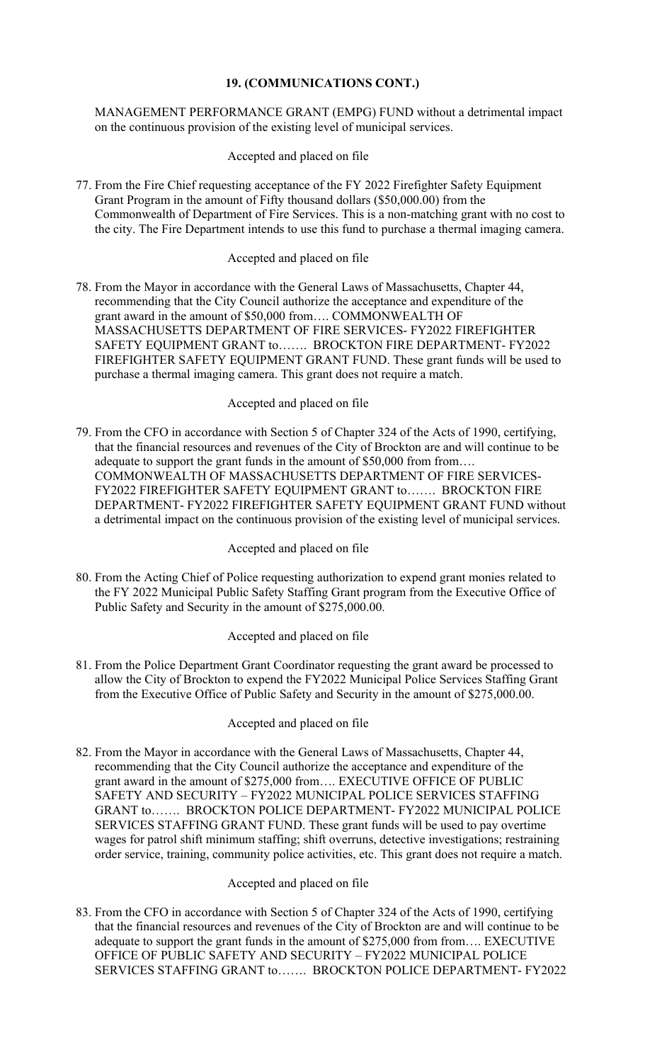**19. (COMMUNICATIONS CONT.)**

MANAGEMENT PERFORMANCE GRANT (EMPG) FUND without a detrimental impact on the continuous provision of the existing level of municipal services.

Accepted and placed on file

77. From the Fire Chief requesting acceptance of the FY 2022 Firefighter Safety Equipment Grant Program in the amount of Fifty thousand dollars ($50,000.00) from the Commonwealth of Department of Fire Services. This is a non-matching grant with no cost to the city. The Fire Department intends to use this fund to purchase a thermal imaging camera.

    Accepted and placed on file

78. From the Mayor in accordance with the General Laws of Massachusetts, Chapter 44, recommending that the City Council authorize the acceptance and expenditure of the grant award in the amount of $50,000 from…. COMMONWEALTH OF MASSACHUSETTS DEPARTMENT OF FIRE SERVICES- FY2022 FIREFIGHTER SAFETY EQUIPMENT GRANT to……. BROCKTON FIRE DEPARTMENT- FY2022 FIREFIGHTER SAFETY EQUIPMENT GRANT FUND. These grant funds will be used to purchase a thermal imaging camera. This grant does not require a match.

    Accepted and placed on file

79. From the CFO in accordance with Section 5 of Chapter 324 of the Acts of 1990, certifying, that the financial resources and revenues of the City of Brockton are and will continue to be adequate to support the grant funds in the amount of $50,000 from from…. COMMONWEALTH OF MASSACHUSETTS DEPARTMENT OF FIRE SERVICES- FY2022 FIREFIGHTER SAFETY EQUIPMENT GRANT to……. BROCKTON FIRE DEPARTMENT- FY2022 FIREFIGHTER SAFETY EQUIPMENT GRANT FUND without a detrimental impact on the continuous provision of the existing level of municipal services.

    Accepted and placed on file

80. From the Acting Chief of Police requesting authorization to expend grant monies related to the FY 2022 Municipal Public Safety Staffing Grant program from the Executive Office of Public Safety and Security in the amount of $275,000.00.

    Accepted and placed on file

81. From the Police Department Grant Coordinator requesting the grant award be processed to allow the City of Brockton to expend the FY2022 Municipal Police Services Staffing Grant from the Executive Office of Public Safety and Security in the amount of $275,000.00.

    Accepted and placed on file

82. From the Mayor in accordance with the General Laws of Massachusetts, Chapter 44, recommending that the City Council authorize the acceptance and expenditure of the grant award in the amount of $275,000 from…. EXECUTIVE OFFICE OF PUBLIC SAFETY AND SECURITY – FY2022 MUNICIPAL POLICE SERVICES STAFFING GRANT to……. BROCKTON POLICE DEPARTMENT- FY2022 MUNICIPAL POLICE SERVICES STAFFING GRANT FUND. These grant funds will be used to pay overtime wages for patrol shift minimum staffing; shift overruns, detective investigations; restraining order service, training, community police activities, etc. This grant does not require a match.

    Accepted and placed on file

83. From the CFO in accordance with Section 5 of Chapter 324 of the Acts of 1990, certifying, that the financial resources and revenues of the City of Brockton are and will continue to be adequate to support the grant funds in the amount of $275,000 from from…. EXECUTIVE OFFICE OF PUBLIC SAFETY AND SECURITY – FY2022 MUNICIPAL POLICE SERVICES STAFFING GRANT to……. BROCKTON POLICE DEPARTMENT- FY2022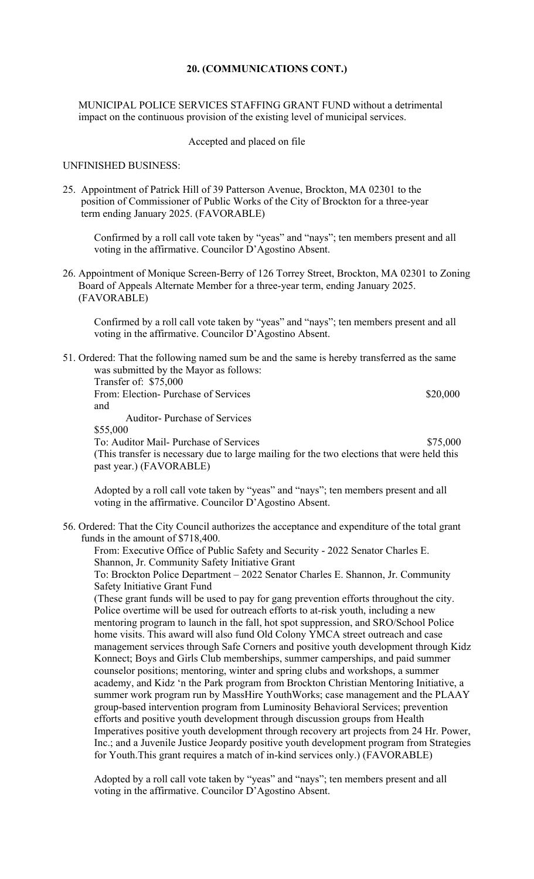**20. (COMMUNICATIONS CONT.)**

MUNICIPAL POLICE SERVICES STAFFING GRANT FUND without a detrimental impact on the continuous provision of the existing level of municipal services.

Accepted and placed on file

UNFINISHED BUSINESS:

25. Appointment of Patrick Hill of 39 Patterson Avenue, Brockton, MA 02301 to the position of Commissioner of Public Works of the City of Brockton for a three-year term ending January 2025. (FAVORABLE)

    Confirmed by a roll call vote taken by "yeas" and "nays"; ten members present and all voting in the affirmative. Councilor D'Agostino Absent.

26. Appointment of Monique Screen-Berry of 126 Torrey Street, Brockton, MA 02301 to Zoning Board of Appeals Alternate Member for a three-year term, ending January 2025. (FAVORABLE)

    Confirmed by a roll call vote taken by "yeas" and "nays"; ten members present and all voting in the affirmative. Councilor D'Agostino Absent.

51. Ordered: That the following named sum be and the same is hereby transferred as the same was submitted by the Mayor as follows:
    Transfer of: $75,000
    From: Election- Purchase of Services $20,000
    and
    Auditor- Purchase of Services
    $55,000
    To: Auditor Mail- Purchase of Services $75,000
    (This transfer is necessary due to large mailing for the two elections that were held this past year.) (FAVORABLE)

    Adopted by a roll call vote taken by "yeas" and "nays"; ten members present and all voting in the affirmative. Councilor D'Agostino Absent.

56. Ordered: That the City Council authorizes the acceptance and expenditure of the total grant funds in the amount of $718,400.
    From: Executive Office of Public Safety and Security - 2022 Senator Charles E. Shannon, Jr. Community Safety Initiative Grant
    To: Brockton Police Department – 2022 Senator Charles E. Shannon, Jr. Community Safety Initiative Grant Fund
    (These grant funds will be used to pay for gang prevention efforts throughout the city. Police overtime will be used for outreach efforts to at-risk youth, including a new mentoring program to launch in the fall, hot spot suppression, and SRO/School Police home visits. This award will also fund Old Colony YMCA street outreach and case management services through Safe Corners and positive youth development through Kidz Konnect; Boys and Girls Club memberships, summer camperships, and paid summer counselor positions; mentoring, winter and spring clubs and workshops, a summer academy, and Kidz 'n the Park program from Brockton Christian Mentoring Initiative, a summer work program run by MassHire YouthWorks; case management and the PLAAY group-based intervention program from Luminosity Behavioral Services; prevention efforts and positive youth development through discussion groups from Health Imperatives positive youth development through recovery art projects from 24 Hr. Power, Inc.; and a Juvenile Justice Jeopardy positive youth development program from Strategies for Youth.This grant requires a match of in-kind services only.) (FAVORABLE)

    Adopted by a roll call vote taken by "yeas" and "nays"; ten members present and all voting in the affirmative. Councilor D'Agostino Absent.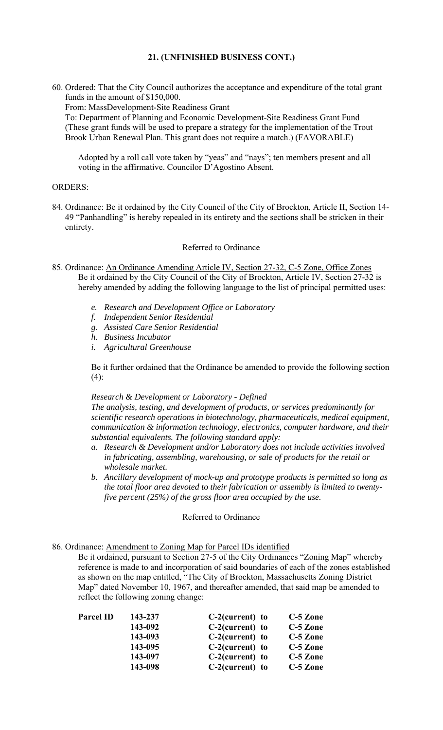**21. (UNFINISHED BUSINESS CONT.)**

60. Ordered: That the City Council authorizes the acceptance and expenditure of the total grant funds in the amount of $150,000.
From: MassDevelopment-Site Readiness Grant
To: Department of Planning and Economic Development-Site Readiness Grant Fund
(These grant funds will be used to prepare a strategy for the implementation of the Trout Brook Urban Renewal Plan. This grant does not require a match.) (FAVORABLE)

    Adopted by a roll call vote taken by "yeas" and "nays"; ten members present and all voting in the affirmative. Councilor D'Agostino Absent.

ORDERS:

84. Ordinance: Be it ordained by the City Council of the City of Brockton, Article II, Section 14-49 "Panhandling" is hereby repealed in its entirety and the sections shall be stricken in their entirety.

Referred to Ordinance

85. Ordinance: <u>An Ordinance Amending Article IV, Section 27-32, C-5 Zone, Office Zones</u>
Be it ordained by the City Council of the City of Brockton, Article IV, Section 27-32 is hereby amended by adding the following language to the list of principal permitted uses:

    e. *Research and Development Office or Laboratory*
    f. *Independent Senior Residential*
    g. *Assisted Care Senior Residential*
    h. *Business Incubator*
    i. *Agricultural Greenhouse*

    Be it further ordained that the Ordinance be amended to provide the following section (4):

    *Research & Development or Laboratory - Defined*
    *The analysis, testing, and development of products, or services predominantly for scientific research operations in biotechnology, pharmaceuticals, medical equipment, communication & information technology, electronics, computer hardware, and their substantial equivalents. The following standard apply:*

    a. *Research & Development and/or Laboratory does not include activities involved in fabricating, assembling, warehousing, or sale of products for the retail or wholesale market.*
    b. *Ancillary development of mock-up and prototype products is permitted so long as the total floor area devoted to their fabrication or assembly is limited to twenty-five percent (25%) of the gross floor area occupied by the use.*

Referred to Ordinance

86. Ordinance: <u>Amendment to Zoning Map for Parcel IDs identified</u>
Be it ordained, pursuant to Section 27-5 of the City Ordinances "Zoning Map" whereby reference is made to and incorporation of said boundaries of each of the zones established as shown on the map entitled, "The City of Brockton, Massachusetts Zoning District Map" dated November 10, 1967, and thereafter amended, that said map be amended to reflect the following zoning change:

| **Parcel ID** | **143-237** | **C-2(current) to** | **C-5 Zone** |
|---|---|---|---|
| | **143-092** | **C-2(current) to** | **C-5 Zone** |
| | **143-093** | **C-2(current) to** | **C-5 Zone** |
| | **143-095** | **C-2(current) to** | **C-5 Zone** |
| | **143-097** | **C-2(current) to** | **C-5 Zone** |
| | **143-098** | **C-2(current) to** | **C-5 Zone** |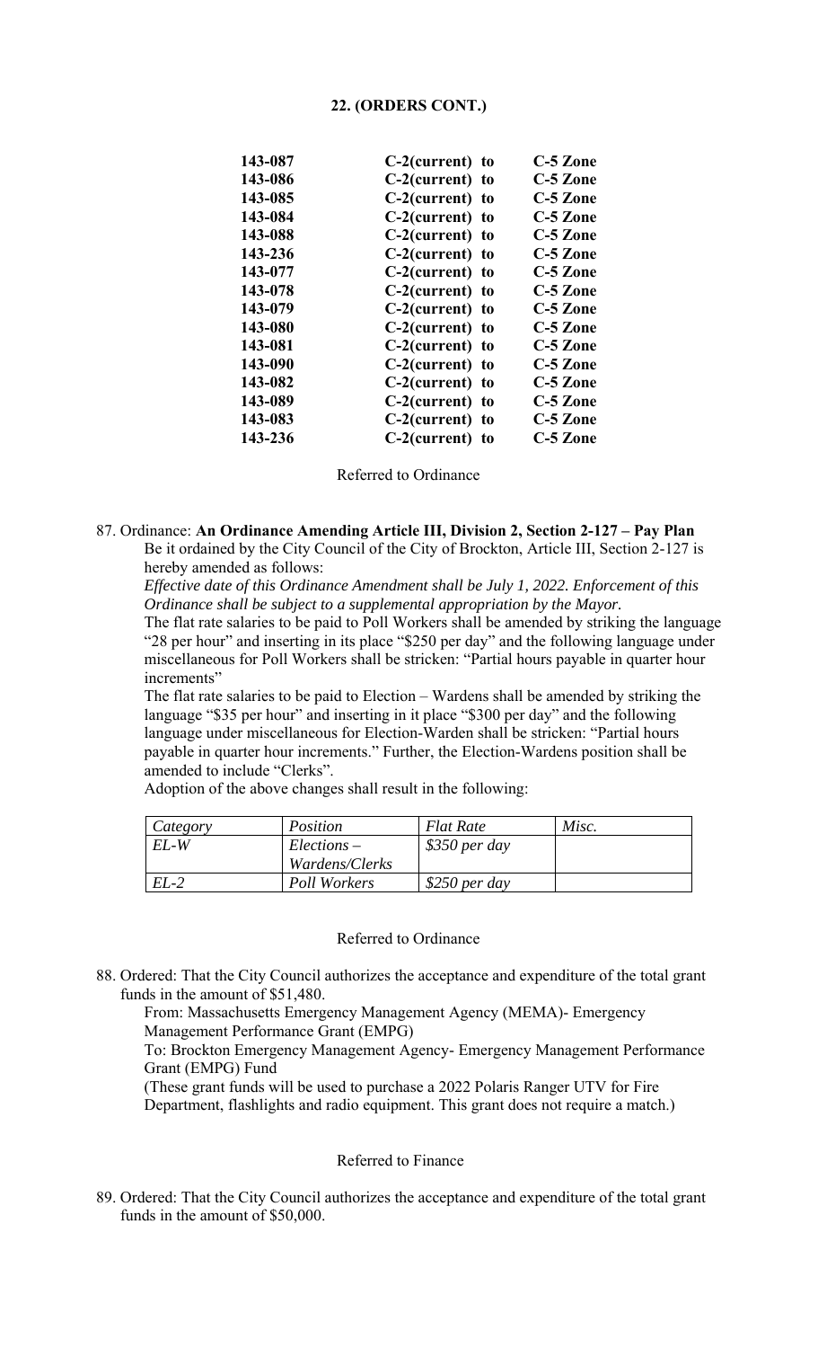**22. (ORDERS CONT.)**

| | | |
|---|---|---|
| **143-087** | **C-2(current) to** | **C-5 Zone** |
| **143-086** | **C-2(current) to** | **C-5 Zone** |
| **143-085** | **C-2(current) to** | **C-5 Zone** |
| **143-084** | **C-2(current) to** | **C-5 Zone** |
| **143-088** | **C-2(current) to** | **C-5 Zone** |
| **143-236** | **C-2(current) to** | **C-5 Zone** |
| **143-077** | **C-2(current) to** | **C-5 Zone** |
| **143-078** | **C-2(current) to** | **C-5 Zone** |
| **143-079** | **C-2(current) to** | **C-5 Zone** |
| **143-080** | **C-2(current) to** | **C-5 Zone** |
| **143-081** | **C-2(current) to** | **C-5 Zone** |
| **143-090** | **C-2(current) to** | **C-5 Zone** |
| **143-082** | **C-2(current) to** | **C-5 Zone** |
| **143-089** | **C-2(current) to** | **C-5 Zone** |
| **143-083** | **C-2(current) to** | **C-5 Zone** |
| **143-236** | **C-2(current) to** | **C-5 Zone** |

Referred to Ordinance

87. Ordinance: **An Ordinance Amending Article III, Division 2, Section 2-127 – Pay Plan**
Be it ordained by the City Council of the City of Brockton, Article III, Section 2-127 is hereby amended as follows:
*Effective date of this Ordinance Amendment shall be July 1, 2022. Enforcement of this Ordinance shall be subject to a supplemental appropriation by the Mayor.*
The flat rate salaries to be paid to Poll Workers shall be amended by striking the language "28 per hour" and inserting in its place "$250 per day" and the following language under miscellaneous for Poll Workers shall be stricken: "Partial hours payable in quarter hour increments"
The flat rate salaries to be paid to Election – Wardens shall be amended by striking the language "$35 per hour" and inserting in it place "$300 per day" and the following language under miscellaneous for Election-Warden shall be stricken: "Partial hours payable in quarter hour increments." Further, the Election-Wardens position shall be amended to include "Clerks".
Adoption of the above changes shall result in the following:

| *Category* | *Position* | *Flat Rate* | *Misc.* |
|---|---|---|---|
| *EL-W* | *Elections – Wardens/Clerks* | *$350 per day* | |
| *EL-2* | *Poll Workers* | *$250 per day* | |

Referred to Ordinance

88. Ordered: That the City Council authorizes the acceptance and expenditure of the total grant funds in the amount of $51,480.
From: Massachusetts Emergency Management Agency (MEMA)- Emergency Management Performance Grant (EMPG)
To: Brockton Emergency Management Agency- Emergency Management Performance Grant (EMPG) Fund
(These grant funds will be used to purchase a 2022 Polaris Ranger UTV for Fire Department, flashlights and radio equipment. This grant does not require a match.)

Referred to Finance

89. Ordered: That the City Council authorizes the acceptance and expenditure of the total grant funds in the amount of $50,000.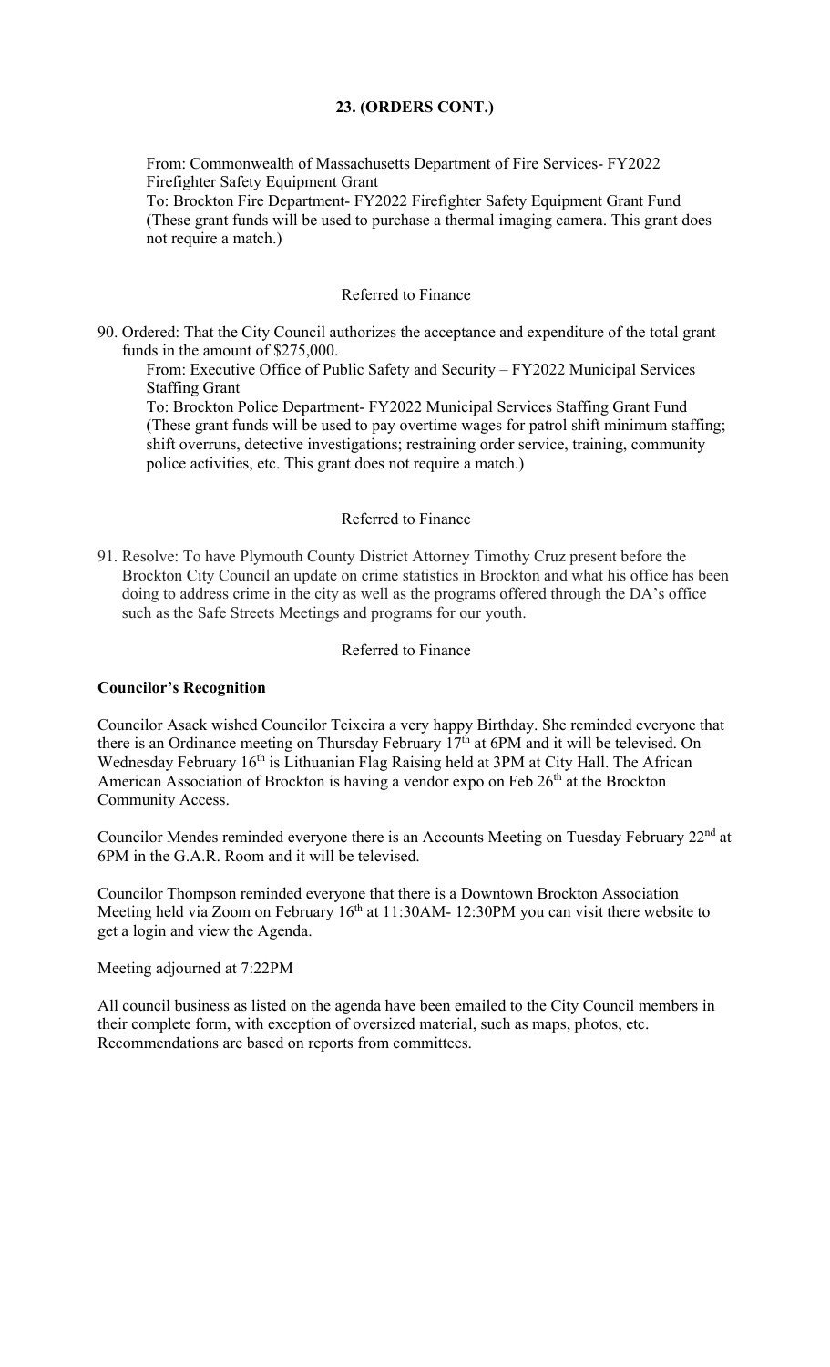**23. (ORDERS CONT.)**

From: Commonwealth of Massachusetts Department of Fire Services- FY2022 Firefighter Safety Equipment Grant
To: Brockton Fire Department- FY2022 Firefighter Safety Equipment Grant Fund
(These grant funds will be used to purchase a thermal imaging camera. This grant does not require a match.)

Referred to Finance

90. Ordered: That the City Council authorizes the acceptance and expenditure of the total grant funds in the amount of $275,000.
    From: Executive Office of Public Safety and Security – FY2022 Municipal Services Staffing Grant
    To: Brockton Police Department- FY2022 Municipal Services Staffing Grant Fund
    (These grant funds will be used to pay overtime wages for patrol shift minimum staffing; shift overruns, detective investigations; restraining order service, training, community police activities, etc. This grant does not require a match.)

Referred to Finance

91. Resolve: To have Plymouth County District Attorney Timothy Cruz present before the Brockton City Council an update on crime statistics in Brockton and what his office has been doing to address crime in the city as well as the programs offered through the DA's office such as the Safe Streets Meetings and programs for our youth.

Referred to Finance

**Councilor's Recognition**

Councilor Asack wished Councilor Teixeira a very happy Birthday. She reminded everyone that there is an Ordinance meeting on Thursday February 17th at 6PM and it will be televised. On Wednesday February 16th is Lithuanian Flag Raising held at 3PM at City Hall. The African American Association of Brockton is having a vendor expo on Feb 26th at the Brockton Community Access.

Councilor Mendes reminded everyone there is an Accounts Meeting on Tuesday February 22nd at 6PM in the G.A.R. Room and it will be televised.

Councilor Thompson reminded everyone that there is a Downtown Brockton Association Meeting held via Zoom on February 16th at 11:30AM- 12:30PM you can visit there website to get a login and view the Agenda.

Meeting adjourned at 7:22PM

All council business as listed on the agenda have been emailed to the City Council members in their complete form, with exception of oversized material, such as maps, photos, etc. Recommendations are based on reports from committees.